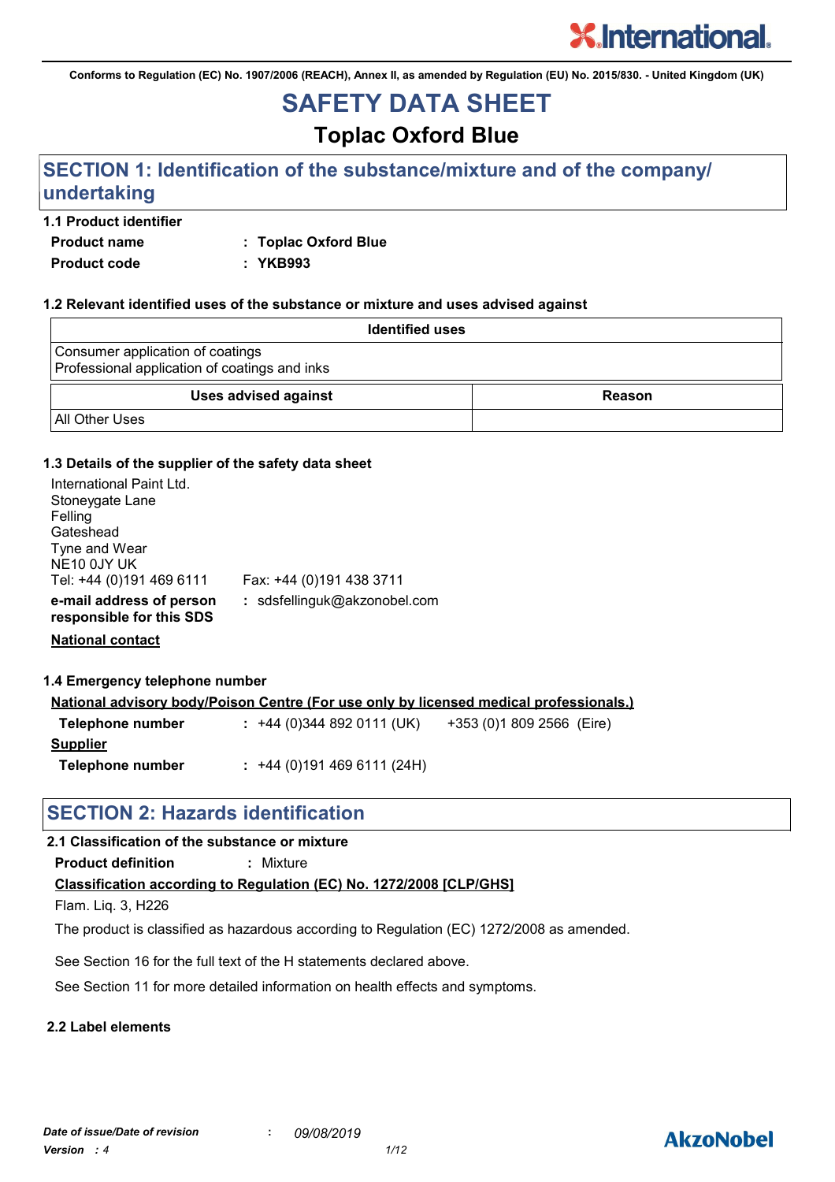Conforms to Regulation (EC) No. 1907/2006 (REACH), Annex II, as amended by Regulation (EU) No. 2015/830. - United Kingdom (UK)

# SAFETY DATA SHEET

## Toplac Oxford Blue

## SECTION 1: Identification of the substance/mixture and of the company/ undertaking

### 1.1 Product identifier

**Product name** : **Toplac Oxford Blue**

**Product code** : **YKB993**

### 1.2 Relevant identified uses of the substance or mixture and uses advised against

| Identified uses |
|---|
| Consumer application of coatings<br>Professional application of coatings and inks |

| Uses advised against | Reason |
|---|---|
| All Other Uses | |

### 1.3 Details of the supplier of the safety data sheet

International Paint Ltd.
Stoneygate Lane
Felling
Gateshead
Tyne and Wear
NE10 0JY UK
Tel: +44 (0)191 469 6111 Fax: +44 (0)191 438 3711

**e-mail address of person responsible for this SDS** : sdsfellinguk@akzonobel.com

**National contact**

### 1.4 Emergency telephone number

**National advisory body/Poison Centre (For use only by licensed medical professionals.)**

**Telephone number** : +44 (0)344 892 0111 (UK) +353 (0)1 809 2566 (Eire)

**Supplier**

**Telephone number** : +44 (0)191 469 6111 (24H)

## SECTION 2: Hazards identification

### 2.1 Classification of the substance or mixture

**Product definition** : Mixture

**Classification according to Regulation (EC) No. 1272/2008 [CLP/GHS]**

Flam. Liq. 3, H226

The product is classified as hazardous according to Regulation (EC) 1272/2008 as amended.

See Section 16 for the full text of the H statements declared above.

See Section 11 for more detailed information on health effects and symptoms.

### 2.2 Label elements

*Date of issue/Date of revision* : *09/08/2019*
*Version : 4*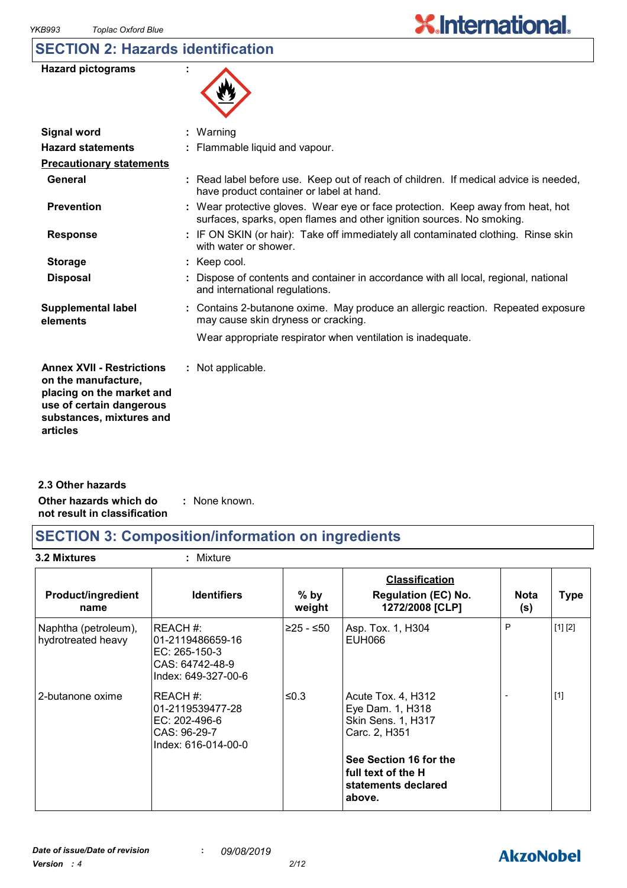## SECTION 2: Hazards identification

**Hazard pictograms** :

**Signal word** : Warning

**Hazard statements** : Flammable liquid and vapour.

**Precautionary statements**

**General** : Read label before use. Keep out of reach of children. If medical advice is needed, have product container or label at hand.

**Prevention** : Wear protective gloves. Wear eye or face protection. Keep away from heat, hot surfaces, sparks, open flames and other ignition sources. No smoking.

**Response** : IF ON SKIN (or hair): Take off immediately all contaminated clothing. Rinse skin with water or shower.

**Storage** : Keep cool.

**Disposal** : Dispose of contents and container in accordance with all local, regional, national and international regulations.

**Supplemental label elements** : Contains 2-butanone oxime. May produce an allergic reaction. Repeated exposure may cause skin dryness or cracking.

Wear appropriate respirator when ventilation is inadequate.

**Annex XVII - Restrictions on the manufacture, placing on the market and use of certain dangerous substances, mixtures and articles** : Not applicable.

**2.3 Other hazards**

**Other hazards which do not result in classification** : None known.

## SECTION 3: Composition/information on ingredients

**3.2 Mixtures** : Mixture

| Product/ingredient name | Identifiers | % by weight | Classification Regulation (EC) No. 1272/2008 [CLP] | Nota (s) | Type |
|---|---|---|---|---|---|
| Naphtha (petroleum), hydrotreated heavy | REACH #: 01-2119486659-16<br>EC: 265-150-3<br>CAS: 64742-48-9<br>Index: 649-327-00-6 | ≥25 - ≤50 | Asp. Tox. 1, H304<br>EUH066 | P | [1] [2] |
| 2-butanone oxime | REACH #: 01-2119539477-28<br>EC: 202-496-6<br>CAS: 96-29-7<br>Index: 616-014-00-0 | ≤0.3 | Acute Tox. 4, H312<br>Eye Dam. 1, H318<br>Skin Sens. 1, H317<br>Carc. 2, H351<br><br>**See Section 16 for the full text of the H statements declared above.** | - | [1] |

*Date of issue/Date of revision* : *09/08/2019*

*Version : 4*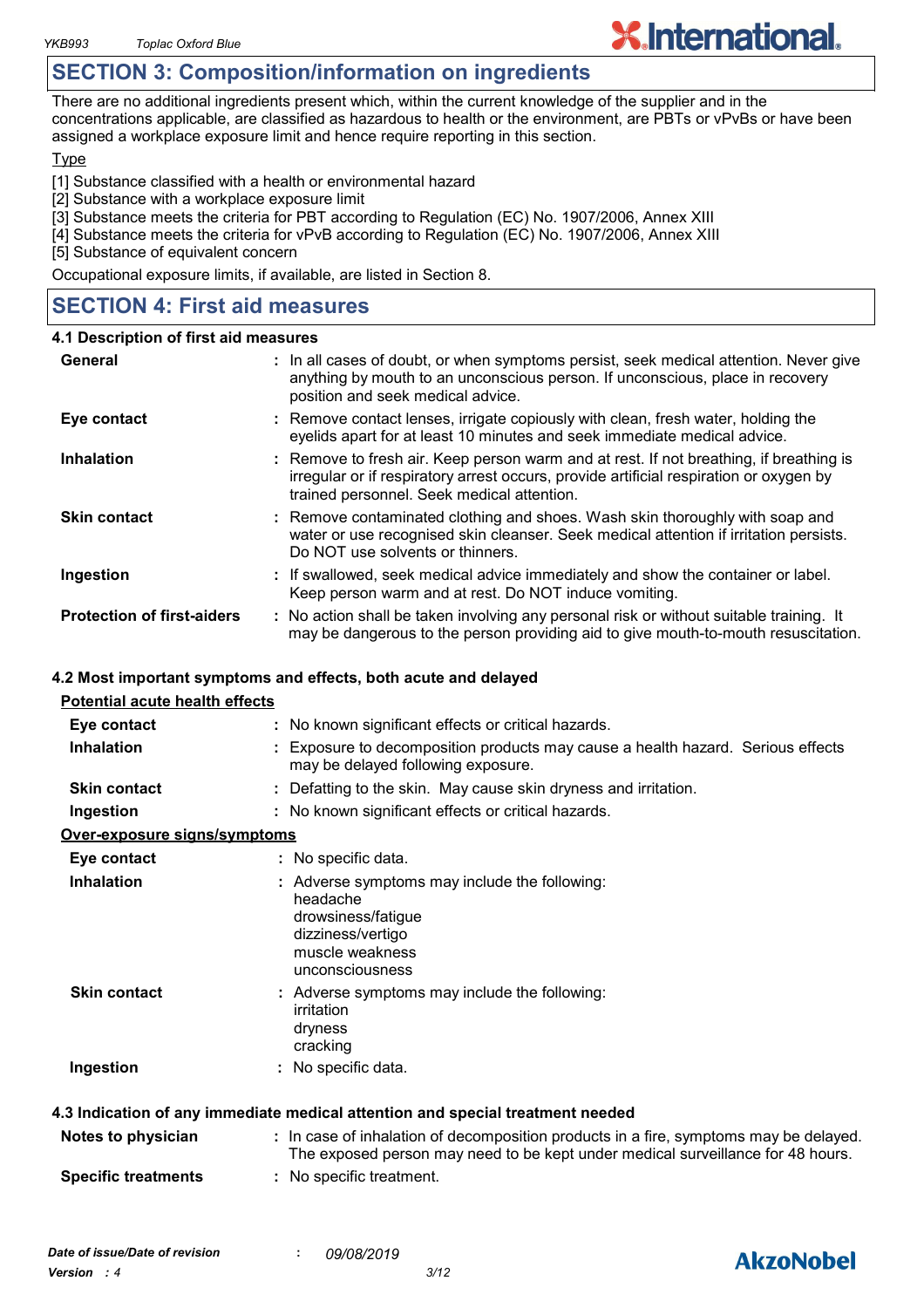## SECTION 3: Composition/information on ingredients

There are no additional ingredients present which, within the current knowledge of the supplier and in the concentrations applicable, are classified as hazardous to health or the environment, are PBTs or vPvBs or have been assigned a workplace exposure limit and hence require reporting in this section.

Type

[1] Substance classified with a health or environmental hazard
[2] Substance with a workplace exposure limit
[3] Substance meets the criteria for PBT according to Regulation (EC) No. 1907/2006, Annex XIII
[4] Substance meets the criteria for vPvB according to Regulation (EC) No. 1907/2006, Annex XIII
[5] Substance of equivalent concern

Occupational exposure limits, if available, are listed in Section 8.

## SECTION 4: First aid measures

### 4.1 Description of first aid measures

**General** : In all cases of doubt, or when symptoms persist, seek medical attention. Never give anything by mouth to an unconscious person. If unconscious, place in recovery position and seek medical advice.

**Eye contact** : Remove contact lenses, irrigate copiously with clean, fresh water, holding the eyelids apart for at least 10 minutes and seek immediate medical advice.

**Inhalation** : Remove to fresh air. Keep person warm and at rest. If not breathing, if breathing is irregular or if respiratory arrest occurs, provide artificial respiration or oxygen by trained personnel. Seek medical attention.

**Skin contact** : Remove contaminated clothing and shoes. Wash skin thoroughly with soap and water or use recognised skin cleanser. Seek medical attention if irritation persists. Do NOT use solvents or thinners.

**Ingestion** : If swallowed, seek medical advice immediately and show the container or label. Keep person warm and at rest. Do NOT induce vomiting.

**Protection of first-aiders** : No action shall be taken involving any personal risk or without suitable training. It may be dangerous to the person providing aid to give mouth-to-mouth resuscitation.

### 4.2 Most important symptoms and effects, both acute and delayed

**Potential acute health effects**

**Eye contact** : No known significant effects or critical hazards.

**Inhalation** : Exposure to decomposition products may cause a health hazard. Serious effects may be delayed following exposure.

**Skin contact** : Defatting to the skin. May cause skin dryness and irritation.

**Ingestion** : No known significant effects or critical hazards.

**Over-exposure signs/symptoms**

**Eye contact** : No specific data.

**Inhalation** : Adverse symptoms may include the following:
headache
drowsiness/fatigue
dizziness/vertigo
muscle weakness
unconsciousness

**Skin contact** : Adverse symptoms may include the following:
irritation
dryness
cracking

**Ingestion** : No specific data.

### 4.3 Indication of any immediate medical attention and special treatment needed

**Notes to physician** : In case of inhalation of decomposition products in a fire, symptoms may be delayed. The exposed person may need to be kept under medical surveillance for 48 hours.

**Specific treatments** : No specific treatment.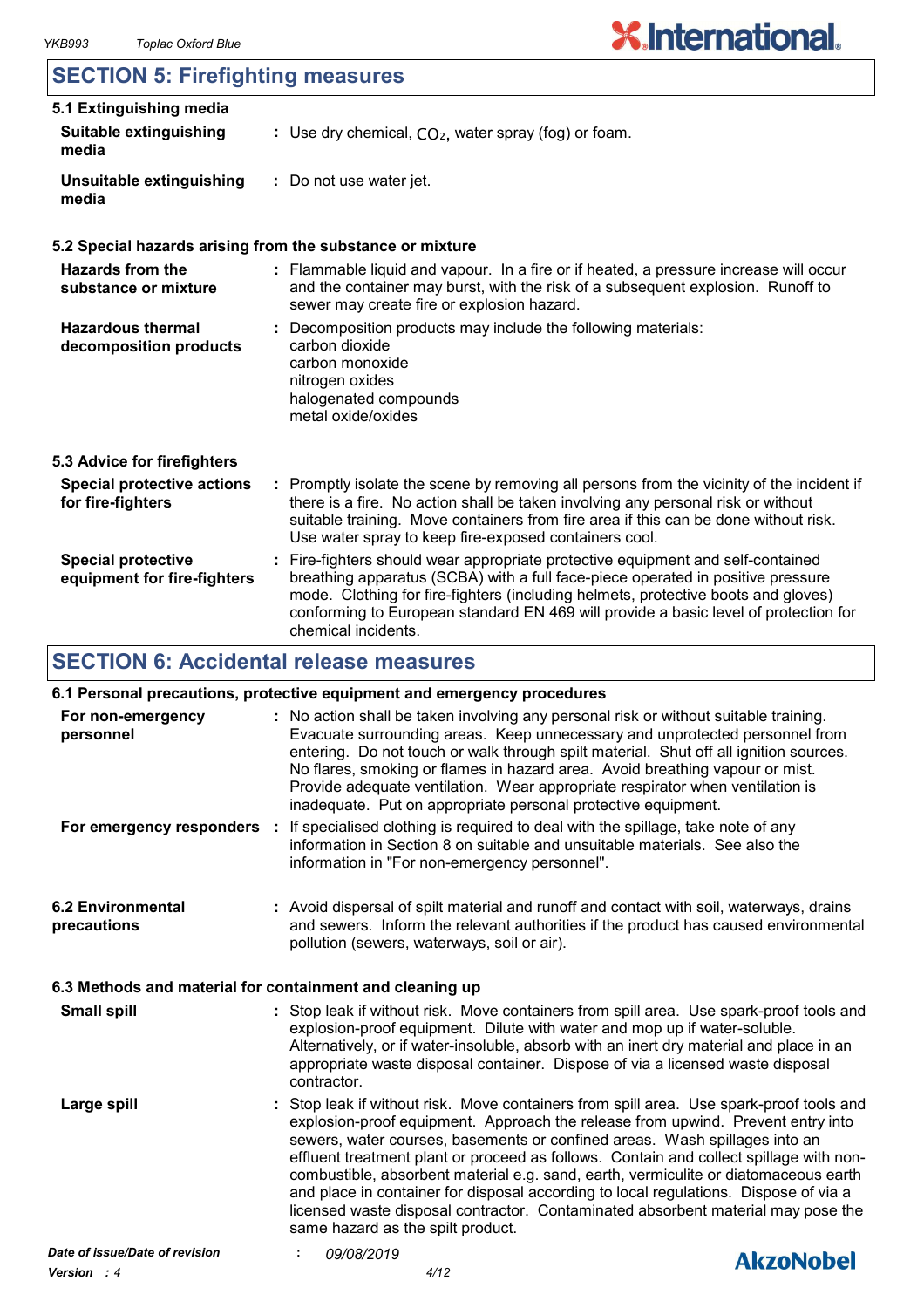## SECTION 5: Firefighting measures

### 5.1 Extinguishing media

**Suitable extinguishing media** : Use dry chemical, $CO_2$, water spray (fog) or foam.

**Unsuitable extinguishing media** : Do not use water jet.

### 5.2 Special hazards arising from the substance or mixture

**Hazards from the substance or mixture** : Flammable liquid and vapour. In a fire or if heated, a pressure increase will occur and the container may burst, with the risk of a subsequent explosion. Runoff to sewer may create fire or explosion hazard.

**Hazardous thermal decomposition products** : Decomposition products may include the following materials:
carbon dioxide
carbon monoxide
nitrogen oxides
halogenated compounds
metal oxide/oxides

### 5.3 Advice for firefighters

**Special protective actions for fire-fighters** : Promptly isolate the scene by removing all persons from the vicinity of the incident if there is a fire. No action shall be taken involving any personal risk or without suitable training. Move containers from fire area if this can be done without risk. Use water spray to keep fire-exposed containers cool.

**Special protective equipment for fire-fighters** : Fire-fighters should wear appropriate protective equipment and self-contained breathing apparatus (SCBA) with a full face-piece operated in positive pressure mode. Clothing for fire-fighters (including helmets, protective boots and gloves) conforming to European standard EN 469 will provide a basic level of protection for chemical incidents.

## SECTION 6: Accidental release measures

### 6.1 Personal precautions, protective equipment and emergency procedures

**For non-emergency personnel** : No action shall be taken involving any personal risk or without suitable training. Evacuate surrounding areas. Keep unnecessary and unprotected personnel from entering. Do not touch or walk through spilt material. Shut off all ignition sources. No flares, smoking or flames in hazard area. Avoid breathing vapour or mist. Provide adequate ventilation. Wear appropriate respirator when ventilation is inadequate. Put on appropriate personal protective equipment.

**For emergency responders** : If specialised clothing is required to deal with the spillage, take note of any information in Section 8 on suitable and unsuitable materials. See also the information in "For non-emergency personnel".

### 6.2 Environmental precautions

: Avoid dispersal of spilt material and runoff and contact with soil, waterways, drains and sewers. Inform the relevant authorities if the product has caused environmental pollution (sewers, waterways, soil or air).

### 6.3 Methods and material for containment and cleaning up

**Small spill** : Stop leak if without risk. Move containers from spill area. Use spark-proof tools and explosion-proof equipment. Dilute with water and mop up if water-soluble. Alternatively, or if water-insoluble, absorb with an inert dry material and place in an appropriate waste disposal container. Dispose of via a licensed waste disposal contractor.

**Large spill** : Stop leak if without risk. Move containers from spill area. Use spark-proof tools and explosion-proof equipment. Approach the release from upwind. Prevent entry into sewers, water courses, basements or confined areas. Wash spillages into an effluent treatment plant or proceed as follows. Contain and collect spillage with non-combustible, absorbent material e.g. sand, earth, vermiculite or diatomaceous earth and place in container for disposal according to local regulations. Dispose of via a licensed waste disposal contractor. Contaminated absorbent material may pose the same hazard as the spilt product.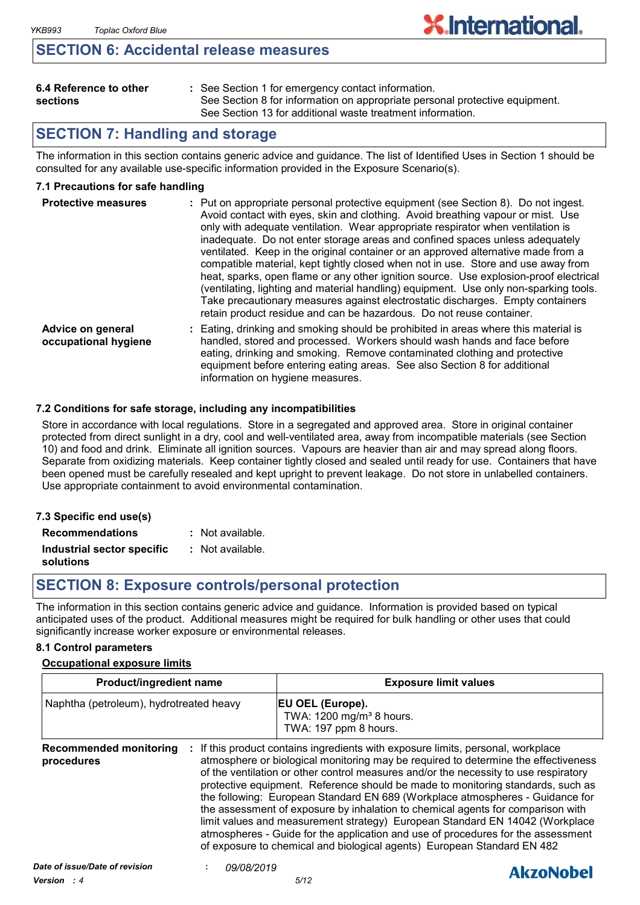## SECTION 6: Accidental release measures

**6.4 Reference to other sections** : See Section 1 for emergency contact information.
See Section 8 for information on appropriate personal protective equipment.
See Section 13 for additional waste treatment information.

## SECTION 7: Handling and storage

The information in this section contains generic advice and guidance. The list of Identified Uses in Section 1 should be consulted for any available use-specific information provided in the Exposure Scenario(s).

### 7.1 Precautions for safe handling

**Protective measures** : Put on appropriate personal protective equipment (see Section 8). Do not ingest. Avoid contact with eyes, skin and clothing. Avoid breathing vapour or mist. Use only with adequate ventilation. Wear appropriate respirator when ventilation is inadequate. Do not enter storage areas and confined spaces unless adequately ventilated. Keep in the original container or an approved alternative made from a compatible material, kept tightly closed when not in use. Store and use away from heat, sparks, open flame or any other ignition source. Use explosion-proof electrical (ventilating, lighting and material handling) equipment. Use only non-sparking tools. Take precautionary measures against electrostatic discharges. Empty containers retain product residue and can be hazardous. Do not reuse container.

**Advice on general occupational hygiene** : Eating, drinking and smoking should be prohibited in areas where this material is handled, stored and processed. Workers should wash hands and face before eating, drinking and smoking. Remove contaminated clothing and protective equipment before entering eating areas. See also Section 8 for additional information on hygiene measures.

### 7.2 Conditions for safe storage, including any incompatibilities

Store in accordance with local regulations. Store in a segregated and approved area. Store in original container protected from direct sunlight in a dry, cool and well-ventilated area, away from incompatible materials (see Section 10) and food and drink. Eliminate all ignition sources. Vapours are heavier than air and may spread along floors. Separate from oxidizing materials. Keep container tightly closed and sealed until ready for use. Containers that have been opened must be carefully resealed and kept upright to prevent leakage. Do not store in unlabelled containers. Use appropriate containment to avoid environmental contamination.

### 7.3 Specific end use(s)

**Recommendations** : Not available.

**Industrial sector specific solutions** : Not available.

## SECTION 8: Exposure controls/personal protection

The information in this section contains generic advice and guidance. Information is provided based on typical anticipated uses of the product. Additional measures might be required for bulk handling or other uses that could significantly increase worker exposure or environmental releases.

### 8.1 Control parameters

**Occupational exposure limits**

| Product/ingredient name | Exposure limit values |
|---|---|
| Naphtha (petroleum), hydrotreated heavy | **EU OEL (Europe).**<br>TWA: 1200 mg/m³ 8 hours.<br>TWA: 197 ppm 8 hours. |

**Recommended monitoring procedures** : If this product contains ingredients with exposure limits, personal, workplace atmosphere or biological monitoring may be required to determine the effectiveness of the ventilation or other control measures and/or the necessity to use respiratory protective equipment. Reference should be made to monitoring standards, such as the following: European Standard EN 689 (Workplace atmospheres - Guidance for the assessment of exposure by inhalation to chemical agents for comparison with limit values and measurement strategy) European Standard EN 14042 (Workplace atmospheres - Guide for the application and use of procedures for the assessment of exposure to chemical and biological agents) European Standard EN 482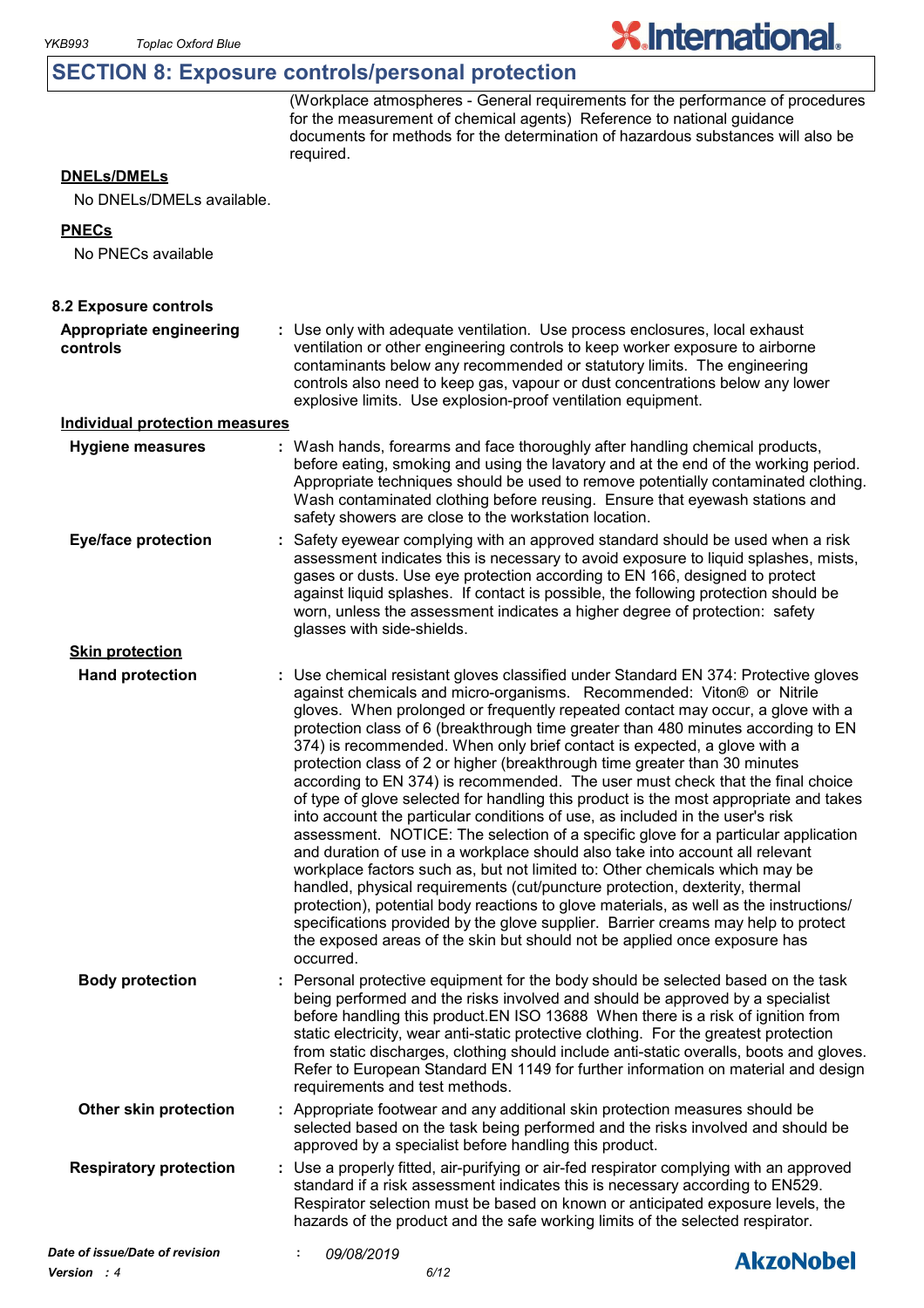## SECTION 8: Exposure controls/personal protection

(Workplace atmospheres - General requirements for the performance of procedures for the measurement of chemical agents) Reference to national guidance documents for methods for the determination of hazardous substances will also be required.

**DNELs/DMELs**

No DNELs/DMELs available.

**PNECs**

No PNECs available

### 8.2 Exposure controls

**Appropriate engineering controls** : Use only with adequate ventilation. Use process enclosures, local exhaust ventilation or other engineering controls to keep worker exposure to airborne contaminants below any recommended or statutory limits. The engineering controls also need to keep gas, vapour or dust concentrations below any lower explosive limits. Use explosion-proof ventilation equipment.

**Individual protection measures**

**Hygiene measures** : Wash hands, forearms and face thoroughly after handling chemical products, before eating, smoking and using the lavatory and at the end of the working period. Appropriate techniques should be used to remove potentially contaminated clothing. Wash contaminated clothing before reusing. Ensure that eyewash stations and safety showers are close to the workstation location.

**Eye/face protection** : Safety eyewear complying with an approved standard should be used when a risk assessment indicates this is necessary to avoid exposure to liquid splashes, mists, gases or dusts. Use eye protection according to EN 166, designed to protect against liquid splashes. If contact is possible, the following protection should be worn, unless the assessment indicates a higher degree of protection: safety glasses with side-shields.

**Skin protection**

**Hand protection** : Use chemical resistant gloves classified under Standard EN 374: Protective gloves against chemicals and micro-organisms. Recommended: Viton® or Nitrile gloves. When prolonged or frequently repeated contact may occur, a glove with a protection class of 6 (breakthrough time greater than 480 minutes according to EN 374) is recommended. When only brief contact is expected, a glove with a protection class of 2 or higher (breakthrough time greater than 30 minutes according to EN 374) is recommended. The user must check that the final choice of type of glove selected for handling this product is the most appropriate and takes into account the particular conditions of use, as included in the user's risk assessment. NOTICE: The selection of a specific glove for a particular application and duration of use in a workplace should also take into account all relevant workplace factors such as, but not limited to: Other chemicals which may be handled, physical requirements (cut/puncture protection, dexterity, thermal protection), potential body reactions to glove materials, as well as the instructions/ specifications provided by the glove supplier. Barrier creams may help to protect the exposed areas of the skin but should not be applied once exposure has occurred.

**Body protection** : Personal protective equipment for the body should be selected based on the task being performed and the risks involved and should be approved by a specialist before handling this product.EN ISO 13688 When there is a risk of ignition from static electricity, wear anti-static protective clothing. For the greatest protection from static discharges, clothing should include anti-static overalls, boots and gloves. Refer to European Standard EN 1149 for further information on material and design requirements and test methods.

**Other skin protection** : Appropriate footwear and any additional skin protection measures should be selected based on the task being performed and the risks involved and should be approved by a specialist before handling this product.

**Respiratory protection** : Use a properly fitted, air-purifying or air-fed respirator complying with an approved standard if a risk assessment indicates this is necessary according to EN529. Respirator selection must be based on known or anticipated exposure levels, the hazards of the product and the safe working limits of the selected respirator.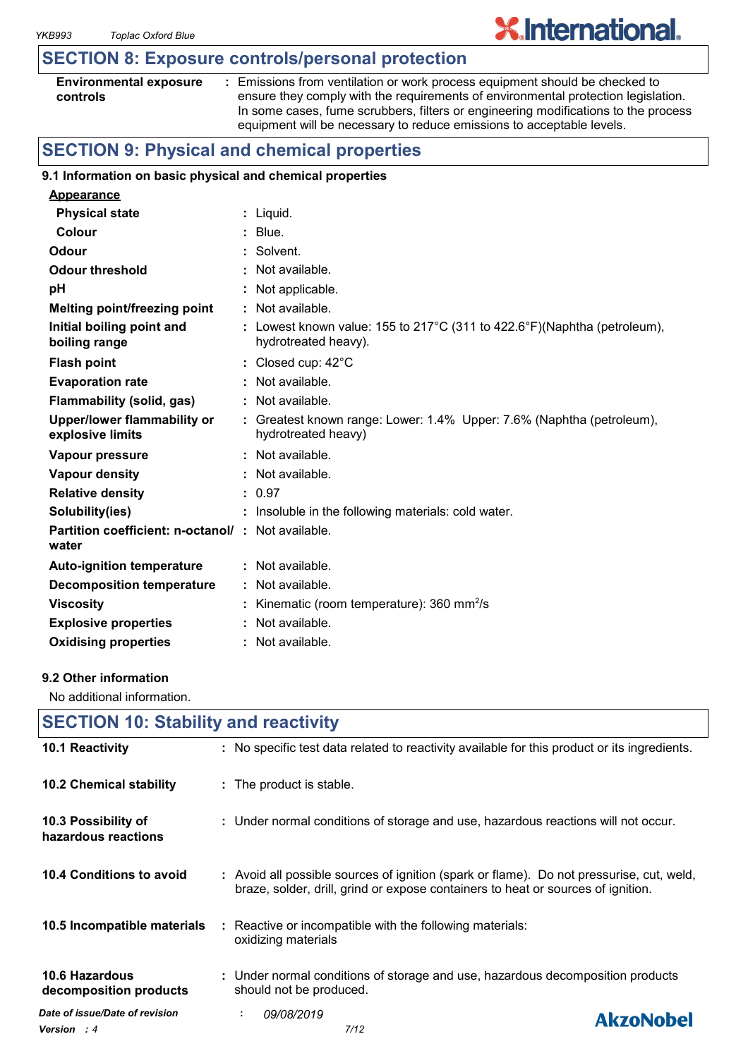## SECTION 8: Exposure controls/personal protection

| | |
|---|---|
| **Environmental exposure controls** | : Emissions from ventilation or work process equipment should be checked to ensure they comply with the requirements of environmental protection legislation. In some cases, fume scrubbers, filters or engineering modifications to the process equipment will be necessary to reduce emissions to acceptable levels. |

## SECTION 9: Physical and chemical properties

### 9.1 Information on basic physical and chemical properties

**Appearance**

| | |
|---|---|
| **Physical state** | : Liquid. |
| **Colour** | : Blue. |
| **Odour** | : Solvent. |
| **Odour threshold** | : Not available. |
| **pH** | : Not applicable. |
| **Melting point/freezing point** | : Not available. |
| **Initial boiling point and boiling range** | : Lowest known value: 155 to 217°C (311 to 422.6°F)(Naphtha (petroleum), hydrotreated heavy). |
| **Flash point** | : Closed cup: 42°C |
| **Evaporation rate** | : Not available. |
| **Flammability (solid, gas)** | : Not available. |
| **Upper/lower flammability or explosive limits** | : Greatest known range: Lower: 1.4% Upper: 7.6% (Naphtha (petroleum), hydrotreated heavy) |
| **Vapour pressure** | : Not available. |
| **Vapour density** | : Not available. |
| **Relative density** | : 0.97 |
| **Solubility(ies)** | : Insoluble in the following materials: cold water. |
| **Partition coefficient: n-octanol/ water** | : Not available. |
| **Auto-ignition temperature** | : Not available. |
| **Decomposition temperature** | : Not available. |
| **Viscosity** | : Kinematic (room temperature): 360 $mm^2/s$ |
| **Explosive properties** | : Not available. |
| **Oxidising properties** | : Not available. |

### 9.2 Other information

No additional information.

## SECTION 10: Stability and reactivity

| | |
|---|---|
| **10.1 Reactivity** | : No specific test data related to reactivity available for this product or its ingredients. |
| **10.2 Chemical stability** | : The product is stable. |
| **10.3 Possibility of hazardous reactions** | : Under normal conditions of storage and use, hazardous reactions will not occur. |
| **10.4 Conditions to avoid** | : Avoid all possible sources of ignition (spark or flame). Do not pressurise, cut, weld, braze, solder, drill, grind or expose containers to heat or sources of ignition. |
| **10.5 Incompatible materials** | : Reactive or incompatible with the following materials: oxidizing materials |
| **10.6 Hazardous decomposition products** | : Under normal conditions of storage and use, hazardous decomposition products should not be produced. |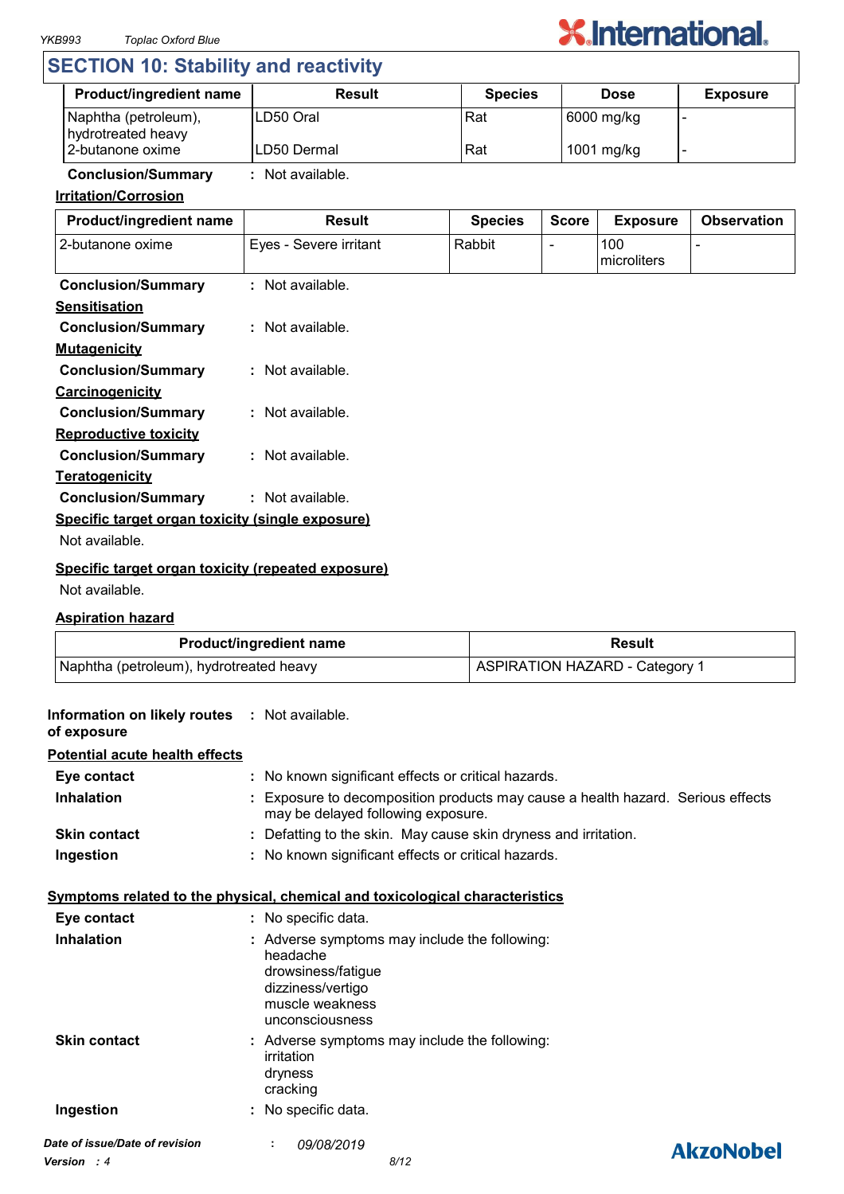## SECTION 10: Stability and reactivity

| Product/ingredient name | Result | Species | Dose | Exposure |
|---|---|---|---|---|
| Naphtha (petroleum), hydrotreated heavy | LD50 Oral | Rat | 6000 mg/kg | - |
| 2-butanone oxime | LD50 Dermal | Rat | 1001 mg/kg | - |

**Conclusion/Summary** : Not available.

**Irritation/Corrosion**

| Product/ingredient name | Result | Species | Score | Exposure | Observation |
|---|---|---|---|---|---|
| 2-butanone oxime | Eyes - Severe irritant | Rabbit | - | 100 microliters | - |

**Conclusion/Summary** : Not available.

**Sensitisation**

**Conclusion/Summary** : Not available.

**Mutagenicity**

**Conclusion/Summary** : Not available.

**Carcinogenicity**

**Conclusion/Summary** : Not available.

**Reproductive toxicity**

**Conclusion/Summary** : Not available.

**Teratogenicity**

**Conclusion/Summary** : Not available.

**Specific target organ toxicity (single exposure)**

Not available.

**Specific target organ toxicity (repeated exposure)**

Not available.

**Aspiration hazard**

| Product/ingredient name | Result |
|---|---|
| Naphtha (petroleum), hydrotreated heavy | ASPIRATION HAZARD - Category 1 |

**Information on likely routes of exposure** : Not available.

**Potential acute health effects**

**Eye contact** : No known significant effects or critical hazards.

**Inhalation** : Exposure to decomposition products may cause a health hazard. Serious effects may be delayed following exposure.

**Skin contact** : Defatting to the skin. May cause skin dryness and irritation.

**Ingestion** : No known significant effects or critical hazards.

**Symptoms related to the physical, chemical and toxicological characteristics**

**Eye contact** : No specific data.

**Inhalation** : Adverse symptoms may include the following:
headache
drowsiness/fatigue
dizziness/vertigo
muscle weakness
unconsciousness

**Skin contact** : Adverse symptoms may include the following:
irritation
dryness
cracking

**Ingestion** : No specific data.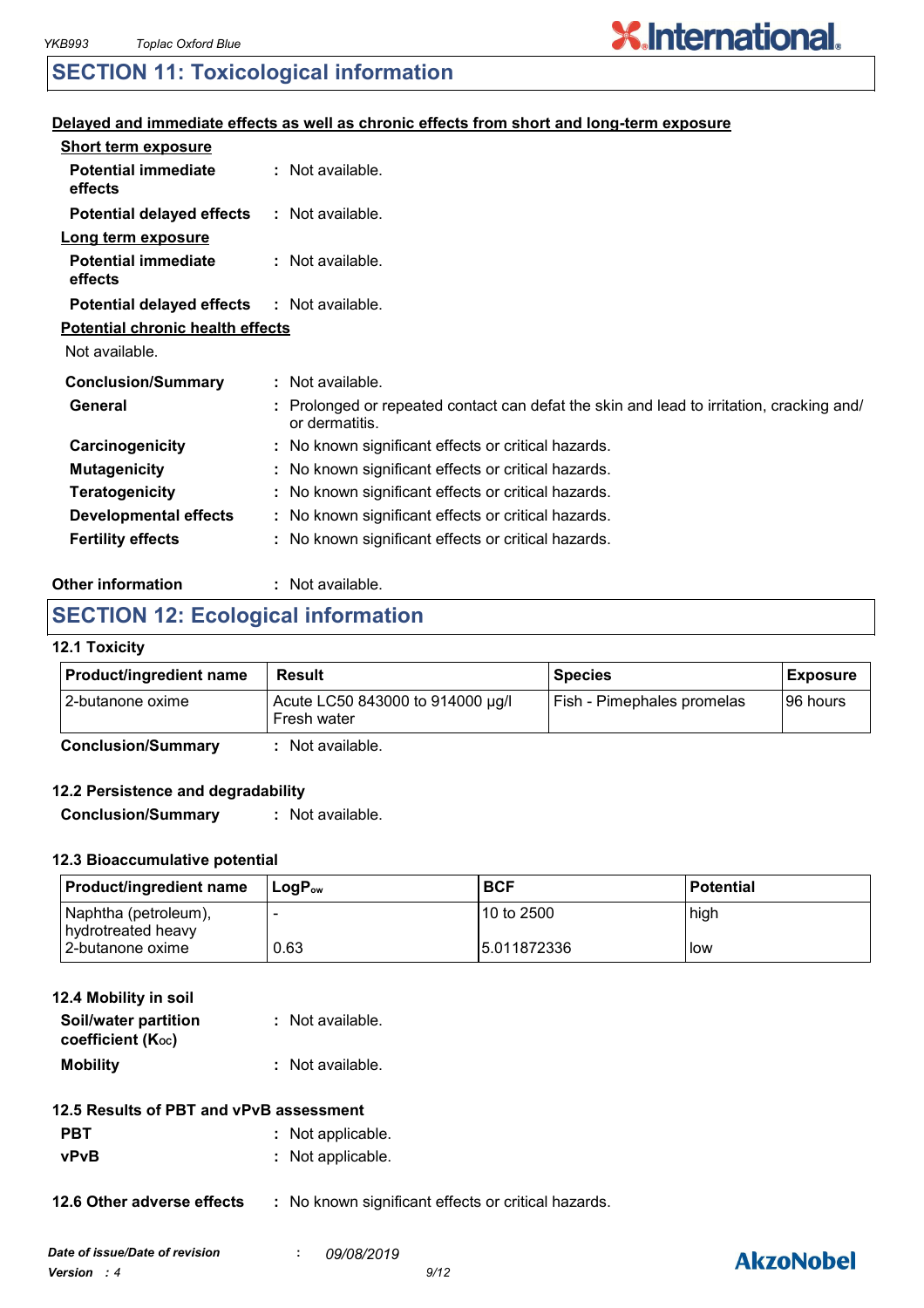## SECTION 11: Toxicological information

**Delayed and immediate effects as well as chronic effects from short and long-term exposure**

**Short term exposure**

**Potential immediate effects** : Not available.

**Potential delayed effects** : Not available.

**Long term exposure**

**Potential immediate effects** : Not available.

**Potential delayed effects** : Not available.

**Potential chronic health effects**

Not available.

**Conclusion/Summary** : Not available.

**General** : Prolonged or repeated contact can defat the skin and lead to irritation, cracking and/or dermatitis.

**Carcinogenicity** : No known significant effects or critical hazards.

**Mutagenicity** : No known significant effects or critical hazards.

**Teratogenicity** : No known significant effects or critical hazards.

**Developmental effects** : No known significant effects or critical hazards.

**Fertility effects** : No known significant effects or critical hazards.

**Other information** : Not available.

## SECTION 12: Ecological information

### 12.1 Toxicity

| Product/ingredient name | Result | Species | Exposure |
|---|---|---|---|
| 2-butanone oxime | Acute LC50 843000 to 914000 µg/l Fresh water | Fish - Pimephales promelas | 96 hours |

**Conclusion/Summary** : Not available.

### 12.2 Persistence and degradability

**Conclusion/Summary** : Not available.

### 12.3 Bioaccumulative potential

| Product/ingredient name | $LogP_{ow}$ | BCF | Potential |
|---|---|---|---|
| Naphtha (petroleum), hydrotreated heavy | - | 10 to 2500 | high |
| 2-butanone oxime | 0.63 | 5.011872336 | low |

### 12.4 Mobility in soil

**Soil/water partition coefficient ($K_{OC}$)** : Not available.

**Mobility** : Not available.

### 12.5 Results of PBT and vPvB assessment

**PBT** : Not applicable.

**vPvB** : Not applicable.

**12.6 Other adverse effects** : No known significant effects or critical hazards.

*Date of issue/Date of revision* : *09/08/2019*

*Version : 4*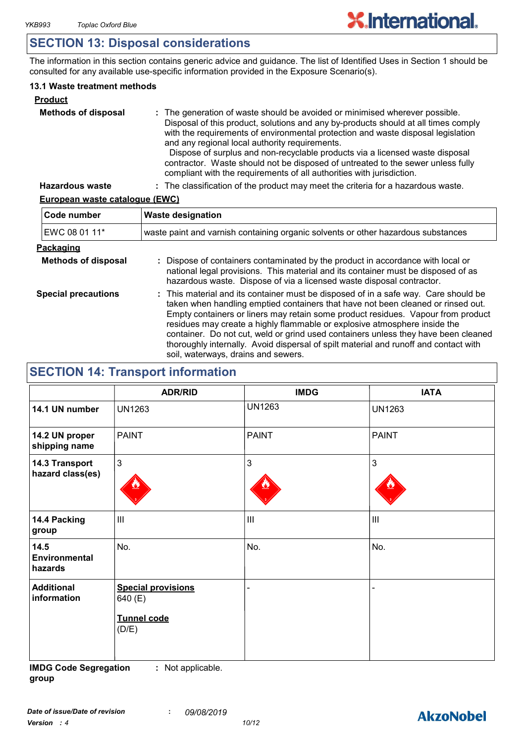## SECTION 13: Disposal considerations

The information in this section contains generic advice and guidance. The list of Identified Uses in Section 1 should be consulted for any available use-specific information provided in the Exposure Scenario(s).

### 13.1 Waste treatment methods

**Product**

**Methods of disposal** : The generation of waste should be avoided or minimised wherever possible. Disposal of this product, solutions and any by-products should at all times comply with the requirements of environmental protection and waste disposal legislation and any regional local authority requirements. Dispose of surplus and non-recyclable products via a licensed waste disposal contractor. Waste should not be disposed of untreated to the sewer unless fully compliant with the requirements of all authorities with jurisdiction.

**Hazardous waste** : The classification of the product may meet the criteria for a hazardous waste.

**European waste catalogue (EWC)**

| Code number | Waste designation |
|---|---|
| EWC 08 01 11* | waste paint and varnish containing organic solvents or other hazardous substances |

**Packaging**

**Methods of disposal** : Dispose of containers contaminated by the product in accordance with local or national legal provisions. This material and its container must be disposed of as hazardous waste. Dispose of via a licensed waste disposal contractor.

**Special precautions** : This material and its container must be disposed of in a safe way. Care should be taken when handling emptied containers that have not been cleaned or rinsed out. Empty containers or liners may retain some product residues. Vapour from product residues may create a highly flammable or explosive atmosphere inside the container. Do not cut, weld or grind used containers unless they have been cleaned thoroughly internally. Avoid dispersal of spilt material and runoff and contact with soil, waterways, drains and sewers.

## SECTION 14: Transport information

| | ADR/RID | IMDG | IATA |
|---|---|---|---|
| **14.1 UN number** | UN1263 | UN1263 | UN1263 |
| **14.2 UN proper shipping name** | PAINT | PAINT | PAINT |
| **14.3 Transport hazard class(es)** | 3 | 3 | 3 |
| **14.4 Packing group** | III | III | III |
| **14.5 Environmental hazards** | No. | No. | No. |
| **Additional information** | **Special provisions** 640 (E) **Tunnel code** (D/E) | - | - |

**IMDG Code Segregation group** : Not applicable.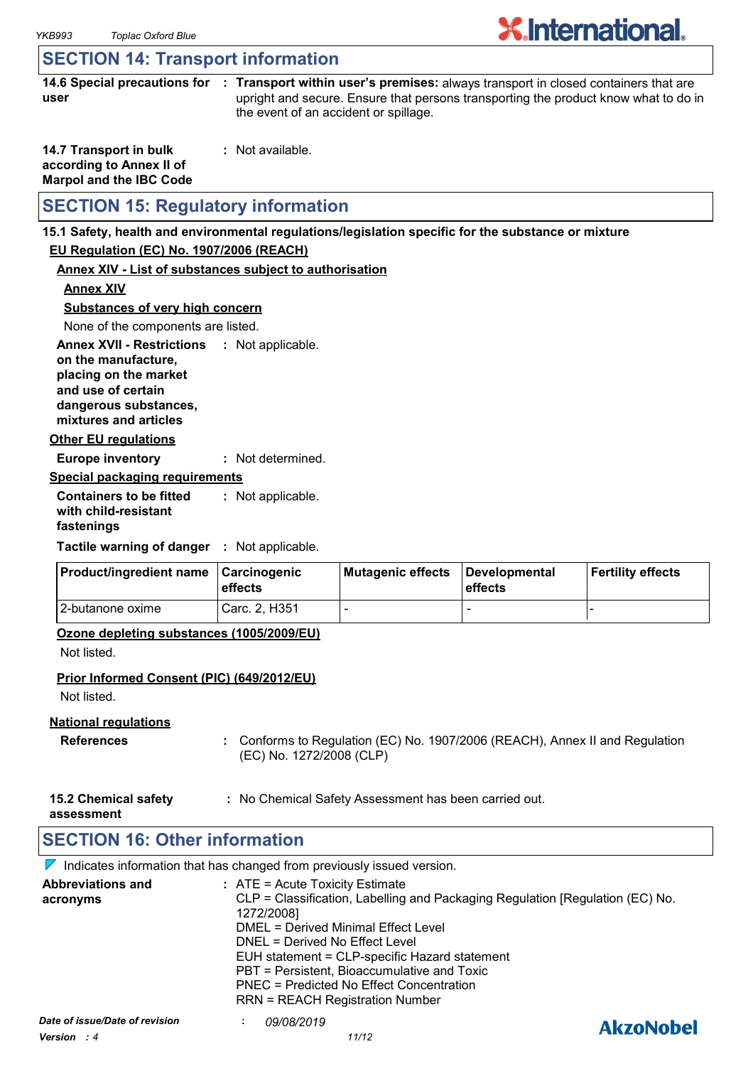## SECTION 14: Transport information

**14.6 Special precautions for user** : **Transport within user's premises:** always transport in closed containers that are upright and secure. Ensure that persons transporting the product know what to do in the event of an accident or spillage.

**14.7 Transport in bulk according to Annex II of Marpol and the IBC Code** : Not available.

## SECTION 15: Regulatory information

**15.1 Safety, health and environmental regulations/legislation specific for the substance or mixture**

**EU Regulation (EC) No. 1907/2006 (REACH)**

**Annex XIV - List of substances subject to authorisation**

**Annex XIV**

**Substances of very high concern**

None of the components are listed.

**Annex XVII - Restrictions on the manufacture, placing on the market and use of certain dangerous substances, mixtures and articles** : Not applicable.

**Other EU regulations**

**Europe inventory** : Not determined.

**Special packaging requirements**

**Containers to be fitted with child-resistant fastenings** : Not applicable.

**Tactile warning of danger** : Not applicable.

| Product/ingredient name | Carcinogenic effects | Mutagenic effects | Developmental effects | Fertility effects |
|---|---|---|---|---|
| 2-butanone oxime | Carc. 2, H351 | - | - | - |

**Ozone depleting substances (1005/2009/EU)**

Not listed.

**Prior Informed Consent (PIC) (649/2012/EU)**

Not listed.

**National regulations**

**References** : Conforms to Regulation (EC) No. 1907/2006 (REACH), Annex II and Regulation (EC) No. 1272/2008 (CLP)

**15.2 Chemical safety assessment** : No Chemical Safety Assessment has been carried out.

## SECTION 16: Other information

Indicates information that has changed from previously issued version.

**Abbreviations and acronyms** :
ATE = Acute Toxicity Estimate
CLP = Classification, Labelling and Packaging Regulation [Regulation (EC) No. 1272/2008]
DMEL = Derived Minimal Effect Level
DNEL = Derived No Effect Level
EUH statement = CLP-specific Hazard statement
PBT = Persistent, Bioaccumulative and Toxic
PNEC = Predicted No Effect Concentration
RRN = REACH Registration Number

*Date of issue/Date of revision* : *09/08/2019*

*Version : 4*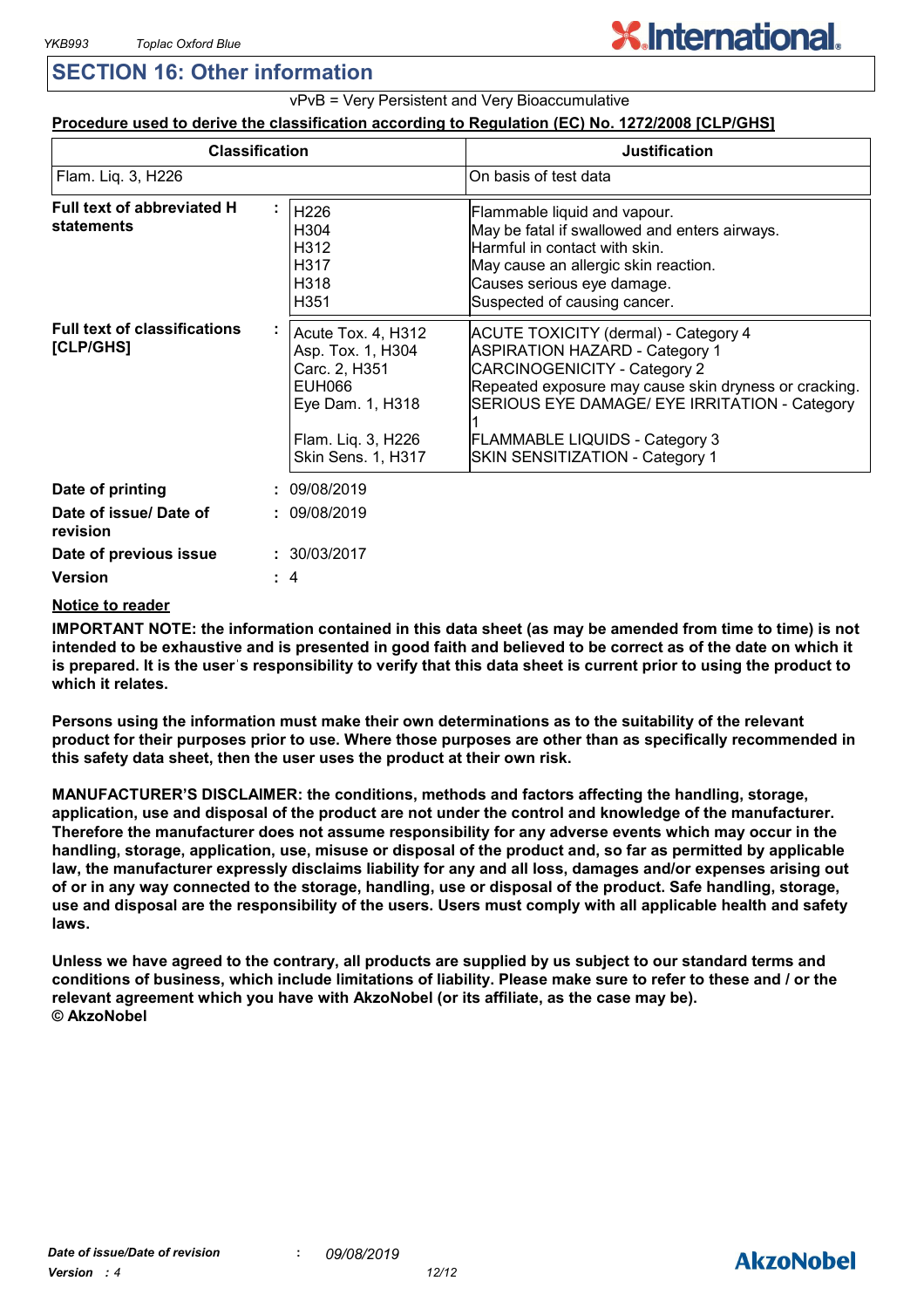## SECTION 16: Other information

vPvB = Very Persistent and Very Bioaccumulative

**Procedure used to derive the classification according to Regulation (EC) No. 1272/2008 [CLP/GHS]**

| Classification | Justification |
| --- | --- |
| Flam. Liq. 3, H226 | On basis of test data |

| | | |
| --- | --- | --- |
| **Full text of abbreviated H statements** | H226<br>H304<br>H312<br>H317<br>H318<br>H351 | Flammable liquid and vapour.<br>May be fatal if swallowed and enters airways.<br>Harmful in contact with skin.<br>May cause an allergic skin reaction.<br>Causes serious eye damage.<br>Suspected of causing cancer. |
| **Full text of classifications [CLP/GHS]** | Acute Tox. 4, H312<br>Asp. Tox. 1, H304<br>Carc. 2, H351<br>EUH066<br>Eye Dam. 1, H318<br>Flam. Liq. 3, H226<br>Skin Sens. 1, H317 | ACUTE TOXICITY (dermal) - Category 4<br>ASPIRATION HAZARD - Category 1<br>CARCINOGENICITY - Category 2<br>Repeated exposure may cause skin dryness or cracking.<br>SERIOUS EYE DAMAGE/ EYE IRRITATION - Category 1<br>FLAMMABLE LIQUIDS - Category 3<br>SKIN SENSITIZATION - Category 1 |

**Date of printing** : 09/08/2019

**Date of issue/ Date of revision** : 09/08/2019

**Date of previous issue** : 30/03/2017

**Version** : 4

**Notice to reader**

**IMPORTANT NOTE: the information contained in this data sheet (as may be amended from time to time) is not intended to be exhaustive and is presented in good faith and believed to be correct as of the date on which it is prepared. It is the user's responsibility to verify that this data sheet is current prior to using the product to which it relates.**

**Persons using the information must make their own determinations as to the suitability of the relevant product for their purposes prior to use. Where those purposes are other than as specifically recommended in this safety data sheet, then the user uses the product at their own risk.**

**MANUFACTURER'S DISCLAIMER: the conditions, methods and factors affecting the handling, storage, application, use and disposal of the product are not under the control and knowledge of the manufacturer. Therefore the manufacturer does not assume responsibility for any adverse events which may occur in the handling, storage, application, use, misuse or disposal of the product and, so far as permitted by applicable law, the manufacturer expressly disclaims liability for any and all loss, damages and/or expenses arising out of or in any way connected to the storage, handling, use or disposal of the product. Safe handling, storage, use and disposal are the responsibility of the users. Users must comply with all applicable health and safety laws.**

**Unless we have agreed to the contrary, all products are supplied by us subject to our standard terms and conditions of business, which include limitations of liability. Please make sure to refer to these and / or the relevant agreement which you have with AkzoNobel (or its affiliate, as the case may be).**
**© AkzoNobel**